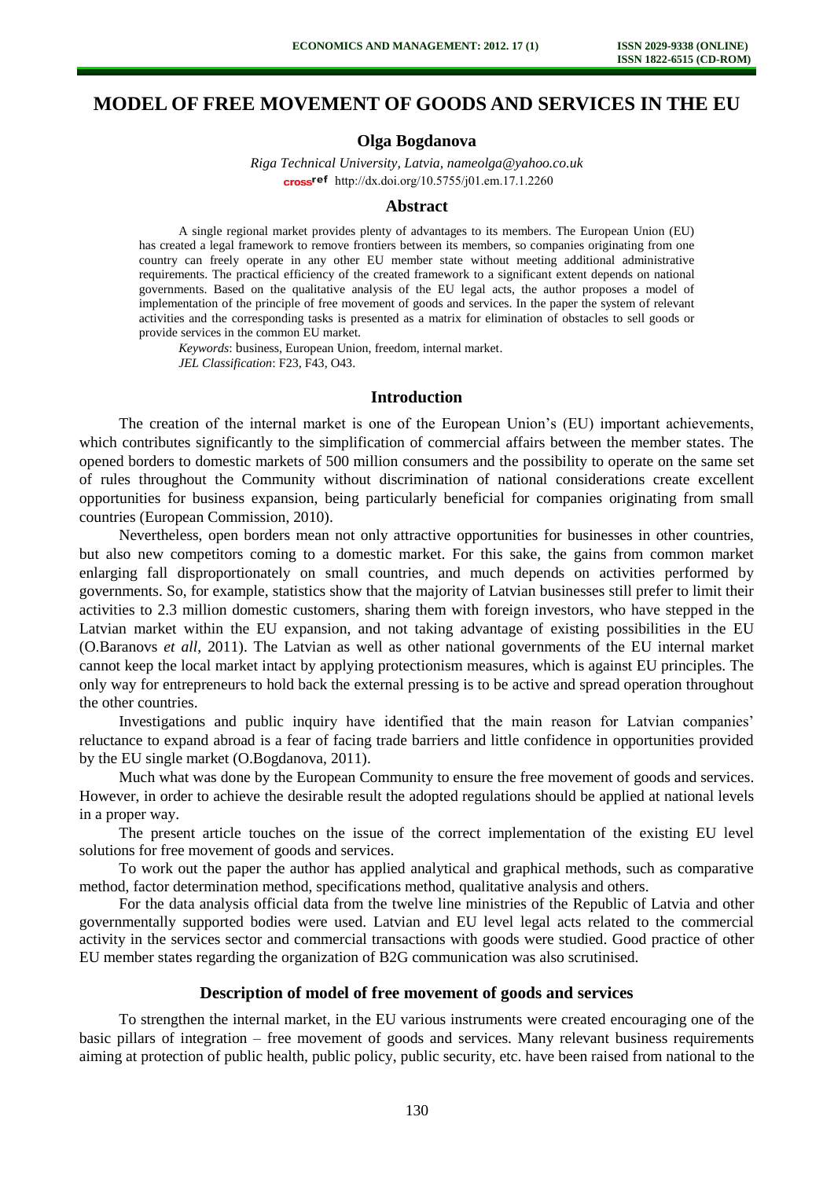# MODEL OF FREE MOVEMENT OF GOODS AND SERVICES IN THE EU

**Olga Bogdanova**

*Riga Technical University, Latvia, nameolga@yahoo.co.uk*
http://dx.doi.org/10.5755/j01.em.17.1.2260

## Abstract

A single regional market provides plenty of advantages to its members. The European Union (EU) has created a legal framework to remove frontiers between its members, so companies originating from one country can freely operate in any other EU member state without meeting additional administrative requirements. The practical efficiency of the created framework to a significant extent depends on national governments. Based on the qualitative analysis of the EU legal acts, the author proposes a model of implementation of the principle of free movement of goods and services. In the paper the system of relevant activities and the corresponding tasks is presented as a matrix for elimination of obstacles to sell goods or provide services in the common EU market.

*Keywords*: business, European Union, freedom, internal market.
*JEL Classification*: F23, F43, O43.

## Introduction

The creation of the internal market is one of the European Union's (EU) important achievements, which contributes significantly to the simplification of commercial affairs between the member states. The opened borders to domestic markets of 500 million consumers and the possibility to operate on the same set of rules throughout the Community without discrimination of national considerations create excellent opportunities for business expansion, being particularly beneficial for companies originating from small countries (European Commission, 2010).

Nevertheless, open borders mean not only attractive opportunities for businesses in other countries, but also new competitors coming to a domestic market. For this sake, the gains from common market enlarging fall disproportionately on small countries, and much depends on activities performed by governments. So, for example, statistics show that the majority of Latvian businesses still prefer to limit their activities to 2.3 million domestic customers, sharing them with foreign investors, who have stepped in the Latvian market within the EU expansion, and not taking advantage of existing possibilities in the EU (O.Baranovs *et all*, 2011). The Latvian as well as other national governments of the EU internal market cannot keep the local market intact by applying protectionism measures, which is against EU principles. The only way for entrepreneurs to hold back the external pressing is to be active and spread operation throughout the other countries.

Investigations and public inquiry have identified that the main reason for Latvian companies' reluctance to expand abroad is a fear of facing trade barriers and little confidence in opportunities provided by the EU single market (O.Bogdanova, 2011).

Much what was done by the European Community to ensure the free movement of goods and services. However, in order to achieve the desirable result the adopted regulations should be applied at national levels in a proper way.

The present article touches on the issue of the correct implementation of the existing EU level solutions for free movement of goods and services.

To work out the paper the author has applied analytical and graphical methods, such as comparative method, factor determination method, specifications method, qualitative analysis and others.

For the data analysis official data from the twelve line ministries of the Republic of Latvia and other governmentally supported bodies were used. Latvian and EU level legal acts related to the commercial activity in the services sector and commercial transactions with goods were studied. Good practice of other EU member states regarding the organization of B2G communication was also scrutinised.

## Description of model of free movement of goods and services

To strengthen the internal market, in the EU various instruments were created encouraging one of the basic pillars of integration – free movement of goods and services. Many relevant business requirements aiming at protection of public health, public policy, public security, etc. have been raised from national to the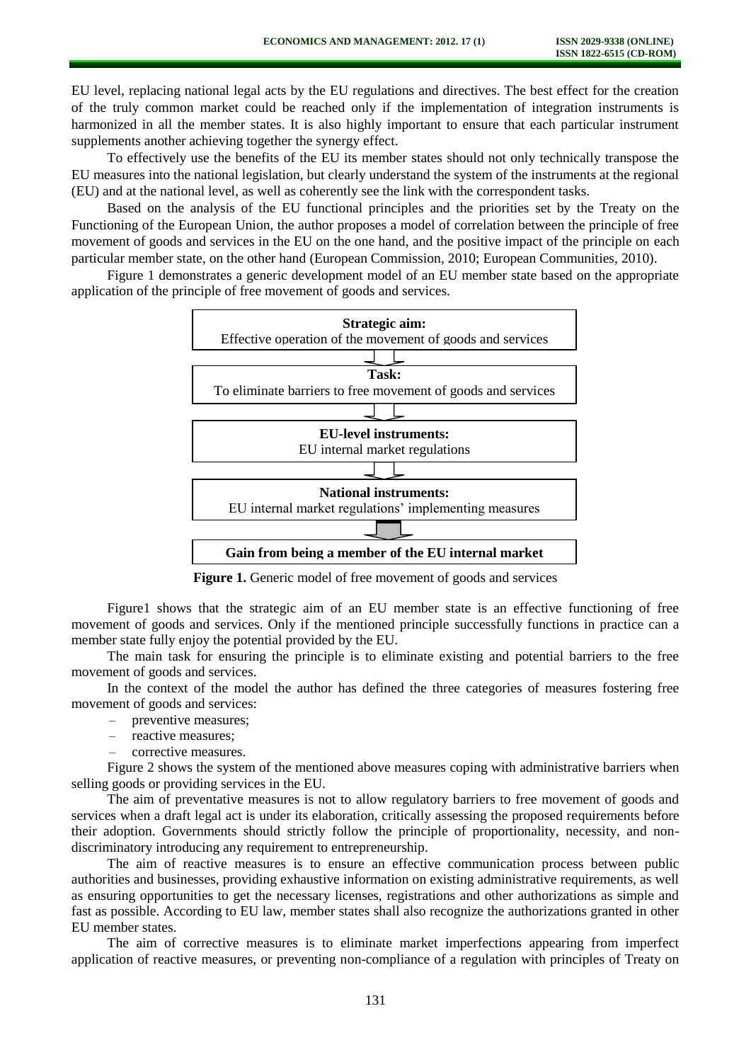EU level, replacing national legal acts by the EU regulations and directives. The best effect for the creation of the truly common market could be reached only if the implementation of integration instruments is harmonized in all the member states. It is also highly important to ensure that each particular instrument supplements another achieving together the synergy effect.

To effectively use the benefits of the EU its member states should not only technically transpose the EU measures into the national legislation, but clearly understand the system of the instruments at the regional (EU) and at the national level, as well as coherently see the link with the correspondent tasks.

Based on the analysis of the EU functional principles and the priorities set by the Treaty on the Functioning of the European Union, the author proposes a model of correlation between the principle of free movement of goods and services in the EU on the one hand, and the positive impact of the principle on each particular member state, on the other hand (European Commission, 2010; European Communities, 2010).

Figure 1 demonstrates a generic development model of an EU member state based on the appropriate application of the principle of free movement of goods and services.

**Strategic aim:**
Effective operation of the movement of goods and services

↓

**Task:**
To eliminate barriers to free movement of goods and services

↓

**EU-level instruments:**
EU internal market regulations

↓

**National instruments:**
EU internal market regulations' implementing measures

↓

**Gain from being a member of the EU internal market**

**Figure 1.** Generic model of free movement of goods and services

Figure1 shows that the strategic aim of an EU member state is an effective functioning of free movement of goods and services. Only if the mentioned principle successfully functions in practice can a member state fully enjoy the potential provided by the EU.

The main task for ensuring the principle is to eliminate existing and potential barriers to the free movement of goods and services.

In the context of the model the author has defined the three categories of measures fostering free movement of goods and services:

- preventive measures;
- reactive measures;
- corrective measures.

Figure 2 shows the system of the mentioned above measures coping with administrative barriers when selling goods or providing services in the EU.

The aim of preventative measures is not to allow regulatory barriers to free movement of goods and services when a draft legal act is under its elaboration, critically assessing the proposed requirements before their adoption. Governments should strictly follow the principle of proportionality, necessity, and non-discriminatory introducing any requirement to entrepreneurship.

The aim of reactive measures is to ensure an effective communication process between public authorities and businesses, providing exhaustive information on existing administrative requirements, as well as ensuring opportunities to get the necessary licenses, registrations and other authorizations as simple and fast as possible. According to EU law, member states shall also recognize the authorizations granted in other EU member states.

The aim of corrective measures is to eliminate market imperfections appearing from imperfect application of reactive measures, or preventing non-compliance of a regulation with principles of Treaty on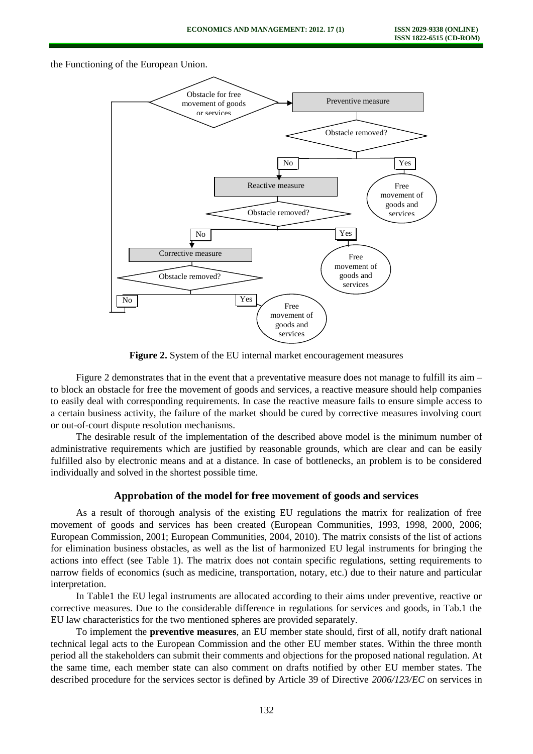the Functioning of the European Union.

Obstacle for free movement of goods or services

Preventive measure

Obstacle removed?

No

Yes

Free movement of goods and services

Reactive measure

Obstacle removed?

No

Yes

Free movement of goods and services

Corrective measure

Obstacle removed?

No

Yes

Free movement of goods and services

**Figure 2.** System of the EU internal market encouragement measures

Figure 2 demonstrates that in the event that a preventative measure does not manage to fulfill its aim – to block an obstacle for free the movement of goods and services, a reactive measure should help companies to easily deal with corresponding requirements. In case the reactive measure fails to ensure simple access to a certain business activity, the failure of the market should be cured by corrective measures involving court or out-of-court dispute resolution mechanisms.

The desirable result of the implementation of the described above model is the minimum number of administrative requirements which are justified by reasonable grounds, which are clear and can be easily fulfilled also by electronic means and at a distance. In case of bottlenecks, an problem is to be considered individually and solved in the shortest possible time.

## Approbation of the model for free movement of goods and services

As a result of thorough analysis of the existing EU regulations the matrix for realization of free movement of goods and services has been created (European Communities, 1993, 1998, 2000, 2006; European Commission, 2001; European Communities, 2004, 2010). The matrix consists of the list of actions for elimination business obstacles, as well as the list of harmonized EU legal instruments for bringing the actions into effect (see Table 1). The matrix does not contain specific regulations, setting requirements to narrow fields of economics (such as medicine, transportation, notary, etc.) due to their nature and particular interpretation.

In Table1 the EU legal instruments are allocated according to their aims under preventive, reactive or corrective measures. Due to the considerable difference in regulations for services and goods, in Tab.1 the EU law characteristics for the two mentioned spheres are provided separately.

To implement the **preventive measures**, an EU member state should, first of all, notify draft national technical legal acts to the European Commission and the other EU member states. Within the three month period all the stakeholders can submit their comments and objections for the proposed national regulation. At the same time, each member state can also comment on drafts notified by other EU member states. The described procedure for the services sector is defined by Article 39 of Directive *2006/123/EC* on services in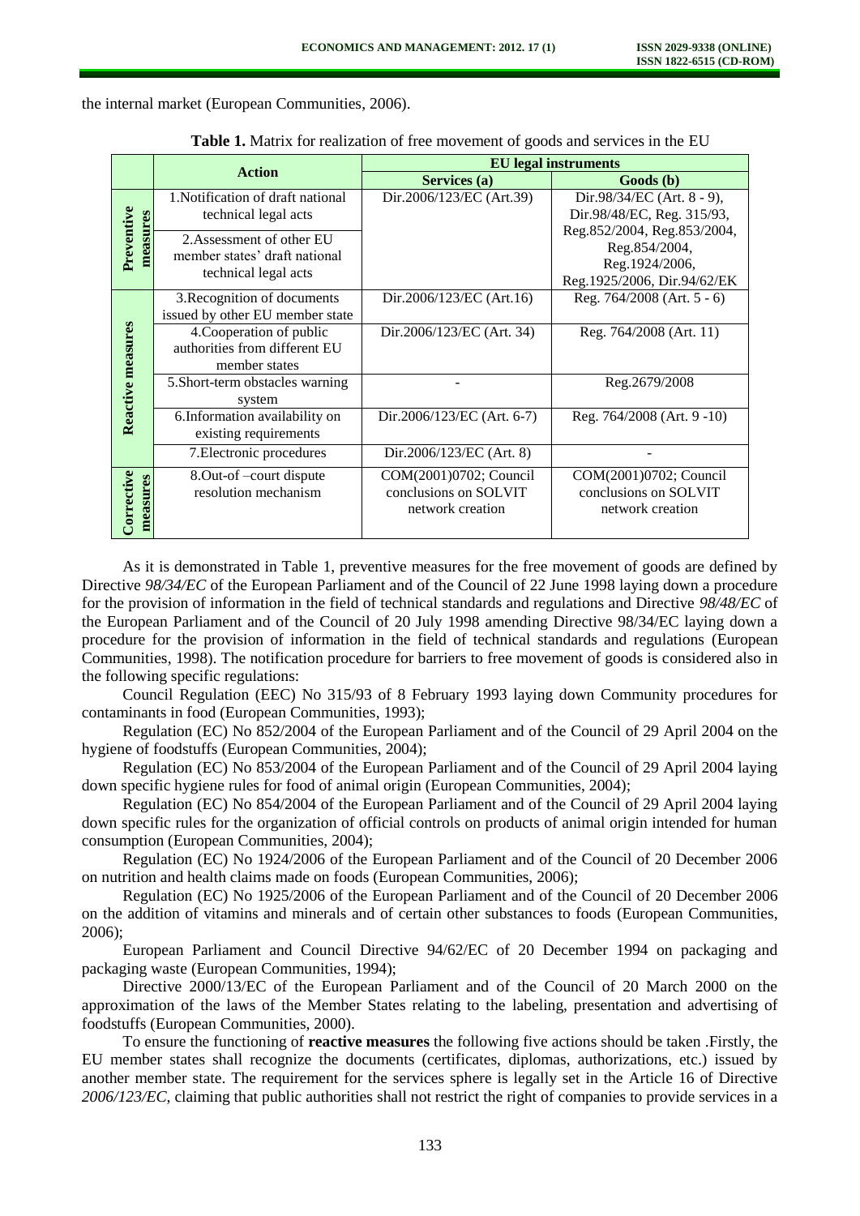the internal market (European Communities, 2006).

**Table 1.** Matrix for realization of free movement of goods and services in the EU

| | Action | EU legal instruments | |
|---|---|---|---|
| | | **Services (a)** | **Goods (b)** |
| **Preventive measures** | 1.Notification of draft national technical legal acts | Dir.2006/123/EC (Art.39) | Dir.98/34/EC (Art. 8 - 9), Dir.98/48/EC, Reg. 315/93, Reg.852/2004, Reg.853/2004, Reg.854/2004, Reg.1924/2006, Reg.1925/2006, Dir.94/62/EK |
| | 2.Assessment of other EU member states' draft national technical legal acts | | |
| **Reactive measures** | 3.Recognition of documents issued by other EU member state | Dir.2006/123/EC (Art.16) | Reg. 764/2008 (Art. 5 - 6) |
| | 4.Cooperation of public authorities from different EU member states | Dir.2006/123/EC (Art. 34) | Reg. 764/2008 (Art. 11) |
| | 5.Short-term obstacles warning system | - | Reg.2679/2008 |
| | 6.Information availability on existing requirements | Dir.2006/123/EC (Art. 6-7) | Reg. 764/2008 (Art. 9 -10) |
| | 7.Electronic procedures | Dir.2006/123/EC (Art. 8) | - |
| **Corrective measures** | 8.Out-of –court dispute resolution mechanism | COM(2001)0702; Council conclusions on SOLVIT network creation | COM(2001)0702; Council conclusions on SOLVIT network creation |

As it is demonstrated in Table 1, preventive measures for the free movement of goods are defined by Directive *98/34/EC* of the European Parliament and of the Council of 22 June 1998 laying down a procedure for the provision of information in the field of technical standards and regulations and Directive *98/48/EC* of the European Parliament and of the Council of 20 July 1998 amending Directive 98/34/EC laying down a procedure for the provision of information in the field of technical standards and regulations (European Communities, 1998). The notification procedure for barriers to free movement of goods is considered also in the following specific regulations:

Council Regulation (EEC) No 315/93 of 8 February 1993 laying down Community procedures for contaminants in food (European Communities, 1993);

Regulation (EC) No 852/2004 of the European Parliament and of the Council of 29 April 2004 on the hygiene of foodstuffs (European Communities, 2004);

Regulation (EC) No 853/2004 of the European Parliament and of the Council of 29 April 2004 laying down specific hygiene rules for food of animal origin (European Communities, 2004);

Regulation (EC) No 854/2004 of the European Parliament and of the Council of 29 April 2004 laying down specific rules for the organization of official controls on products of animal origin intended for human consumption (European Communities, 2004);

Regulation (EC) No 1924/2006 of the European Parliament and of the Council of 20 December 2006 on nutrition and health claims made on foods (European Communities, 2006);

Regulation (EC) No 1925/2006 of the European Parliament and of the Council of 20 December 2006 on the addition of vitamins and minerals and of certain other substances to foods (European Communities, 2006);

European Parliament and Council Directive 94/62/EC of 20 December 1994 on packaging and packaging waste (European Communities, 1994);

Directive 2000/13/EC of the European Parliament and of the Council of 20 March 2000 on the approximation of the laws of the Member States relating to the labeling, presentation and advertising of foodstuffs (European Communities, 2000).

To ensure the functioning of **reactive measures** the following five actions should be taken .Firstly, the EU member states shall recognize the documents (certificates, diplomas, authorizations, etc.) issued by another member state. The requirement for the services sphere is legally set in the Article 16 of Directive *2006/123/EC*, claiming that public authorities shall not restrict the right of companies to provide services in a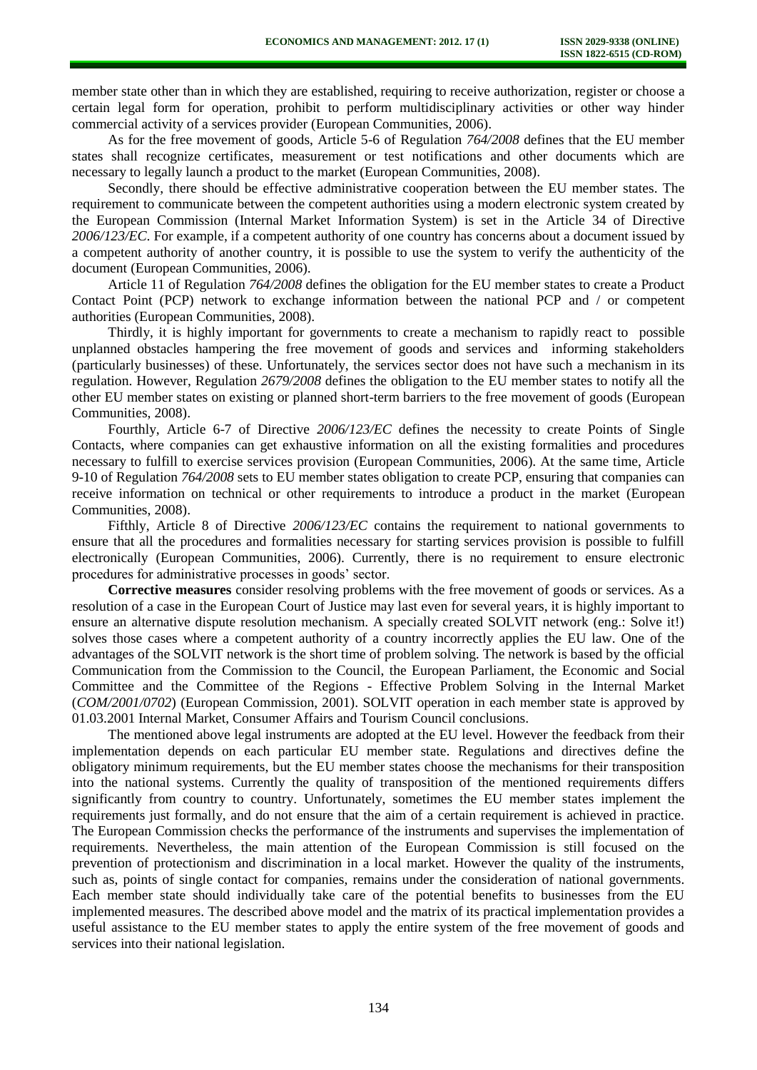member state other than in which they are established, requiring to receive authorization, register or choose a certain legal form for operation, prohibit to perform multidisciplinary activities or other way hinder commercial activity of a services provider (European Communities, 2006).

As for the free movement of goods, Article 5-6 of Regulation *764/2008* defines that the EU member states shall recognize certificates, measurement or test notifications and other documents which are necessary to legally launch a product to the market (European Communities, 2008).

Secondly, there should be effective administrative cooperation between the EU member states. The requirement to communicate between the competent authorities using a modern electronic system created by the European Commission (Internal Market Information System) is set in the Article 34 of Directive *2006/123/EC*. For example, if a competent authority of one country has concerns about a document issued by a competent authority of another country, it is possible to use the system to verify the authenticity of the document (European Communities, 2006).

Article 11 of Regulation *764/2008* defines the obligation for the EU member states to create a Product Contact Point (PCP) network to exchange information between the national PCP and / or competent authorities (European Communities, 2008).

Thirdly, it is highly important for governments to create a mechanism to rapidly react to possible unplanned obstacles hampering the free movement of goods and services and informing stakeholders (particularly businesses) of these. Unfortunately, the services sector does not have such a mechanism in its regulation. However, Regulation *2679/2008* defines the obligation to the EU member states to notify all the other EU member states on existing or planned short-term barriers to the free movement of goods (European Communities, 2008).

Fourthly, Article 6-7 of Directive *2006/123/EC* defines the necessity to create Points of Single Contacts, where companies can get exhaustive information on all the existing formalities and procedures necessary to fulfill to exercise services provision (European Communities, 2006). At the same time, Article 9-10 of Regulation *764/2008* sets to EU member states obligation to create PCP, ensuring that companies can receive information on technical or other requirements to introduce a product in the market (European Communities, 2008).

Fifthly, Article 8 of Directive *2006/123/EC* contains the requirement to national governments to ensure that all the procedures and formalities necessary for starting services provision is possible to fulfill electronically (European Communities, 2006). Currently, there is no requirement to ensure electronic procedures for administrative processes in goods' sector.

**Corrective measures** consider resolving problems with the free movement of goods or services. As a resolution of a case in the European Court of Justice may last even for several years, it is highly important to ensure an alternative dispute resolution mechanism. A specially created SOLVIT network (eng.: Solve it!) solves those cases where a competent authority of a country incorrectly applies the EU law. One of the advantages of the SOLVIT network is the short time of problem solving. The network is based by the official Communication from the Commission to the Council, the European Parliament, the Economic and Social Committee and the Committee of the Regions - Effective Problem Solving in the Internal Market (*COM/2001/0702*) (European Commission, 2001). SOLVIT operation in each member state is approved by 01.03.2001 Internal Market, Consumer Affairs and Tourism Council conclusions.

The mentioned above legal instruments are adopted at the EU level. However the feedback from their implementation depends on each particular EU member state. Regulations and directives define the obligatory minimum requirements, but the EU member states choose the mechanisms for their transposition into the national systems. Currently the quality of transposition of the mentioned requirements differs significantly from country to country. Unfortunately, sometimes the EU member states implement the requirements just formally, and do not ensure that the aim of a certain requirement is achieved in practice. The European Commission checks the performance of the instruments and supervises the implementation of requirements. Nevertheless, the main attention of the European Commission is still focused on the prevention of protectionism and discrimination in a local market. However the quality of the instruments, such as, points of single contact for companies, remains under the consideration of national governments. Each member state should individually take care of the potential benefits to businesses from the EU implemented measures. The described above model and the matrix of its practical implementation provides a useful assistance to the EU member states to apply the entire system of the free movement of goods and services into their national legislation.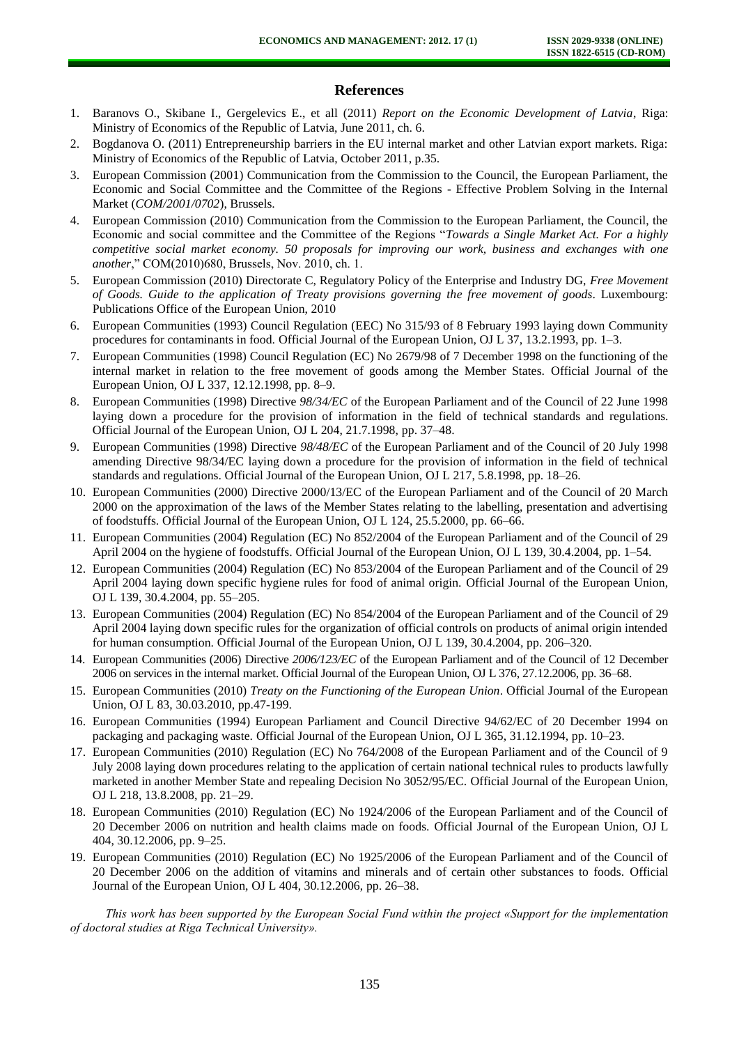## References

1. Baranovs O., Skibane I., Gergelevics E., et all (2011) *Report on the Economic Development of Latvia*, Riga: Ministry of Economics of the Republic of Latvia, June 2011, ch. 6.
2. Bogdanova O. (2011) Entrepreneurship barriers in the EU internal market and other Latvian export markets. Riga: Ministry of Economics of the Republic of Latvia, October 2011, p.35.
3. European Commission (2001) Communication from the Commission to the Council, the European Parliament, the Economic and Social Committee and the Committee of the Regions - Effective Problem Solving in the Internal Market (*COM/2001/0702*), Brussels.
4. European Commission (2010) Communication from the Commission to the European Parliament, the Council, the Economic and social committee and the Committee of the Regions "*Towards a Single Market Act. For a highly competitive social market economy. 50 proposals for improving our work, business and exchanges with one another*," COM(2010)680, Brussels, Nov. 2010, ch. 1.
5. European Commission (2010) Directorate C, Regulatory Policy of the Enterprise and Industry DG, *Free Movement of Goods. Guide to the application of Treaty provisions governing the free movement of goods*. Luxembourg: Publications Office of the European Union, 2010
6. European Communities (1993) Council Regulation (EEC) No 315/93 of 8 February 1993 laying down Community procedures for contaminants in food. Official Journal of the European Union, OJ L 37, 13.2.1993, pp. 1–3.
7. European Communities (1998) Council Regulation (EC) No 2679/98 of 7 December 1998 on the functioning of the internal market in relation to the free movement of goods among the Member States. Official Journal of the European Union, OJ L 337, 12.12.1998, pp. 8–9.
8. European Communities (1998) Directive *98/34/EC* of the European Parliament and of the Council of 22 June 1998 laying down a procedure for the provision of information in the field of technical standards and regulations. Official Journal of the European Union, OJ L 204, 21.7.1998, pp. 37–48.
9. European Communities (1998) Directive *98/48/EC* of the European Parliament and of the Council of 20 July 1998 amending Directive 98/34/EC laying down a procedure for the provision of information in the field of technical standards and regulations. Official Journal of the European Union, OJ L 217, 5.8.1998, pp. 18–26.
10. European Communities (2000) Directive 2000/13/EC of the European Parliament and of the Council of 20 March 2000 on the approximation of the laws of the Member States relating to the labelling, presentation and advertising of foodstuffs. Official Journal of the European Union, OJ L 124, 25.5.2000, pp. 66–66.
11. European Communities (2004) Regulation (EC) No 852/2004 of the European Parliament and of the Council of 29 April 2004 on the hygiene of foodstuffs. Official Journal of the European Union, OJ L 139, 30.4.2004, pp. 1–54.
12. European Communities (2004) Regulation (EC) No 853/2004 of the European Parliament and of the Council of 29 April 2004 laying down specific hygiene rules for food of animal origin. Official Journal of the European Union, OJ L 139, 30.4.2004, pp. 55–205.
13. European Communities (2004) Regulation (EC) No 854/2004 of the European Parliament and of the Council of 29 April 2004 laying down specific rules for the organization of official controls on products of animal origin intended for human consumption. Official Journal of the European Union, OJ L 139, 30.4.2004, pp. 206–320.
14. European Communities (2006) Directive *2006/123/EC* of the European Parliament and of the Council of 12 December 2006 on services in the internal market. Official Journal of the European Union, OJ L 376, 27.12.2006, pp. 36–68.
15. European Communities (2010) *Treaty on the Functioning of the European Union*. Official Journal of the European Union, OJ L 83, 30.03.2010, pp.47-199.
16. European Communities (1994) European Parliament and Council Directive 94/62/EC of 20 December 1994 on packaging and packaging waste. Official Journal of the European Union, OJ L 365, 31.12.1994, pp. 10–23.
17. European Communities (2010) Regulation (EC) No 764/2008 of the European Parliament and of the Council of 9 July 2008 laying down procedures relating to the application of certain national technical rules to products lawfully marketed in another Member State and repealing Decision No 3052/95/EC. Official Journal of the European Union, OJ L 218, 13.8.2008, pp. 21–29.
18. European Communities (2010) Regulation (EC) No 1924/2006 of the European Parliament and of the Council of 20 December 2006 on nutrition and health claims made on foods. Official Journal of the European Union, OJ L 404, 30.12.2006, pp. 9–25.
19. European Communities (2010) Regulation (EC) No 1925/2006 of the European Parliament and of the Council of 20 December 2006 on the addition of vitamins and minerals and of certain other substances to foods. Official Journal of the European Union, OJ L 404, 30.12.2006, pp. 26–38.

*This work has been supported by the European Social Fund within the project «Support for the implementation of doctoral studies at Riga Technical University».*